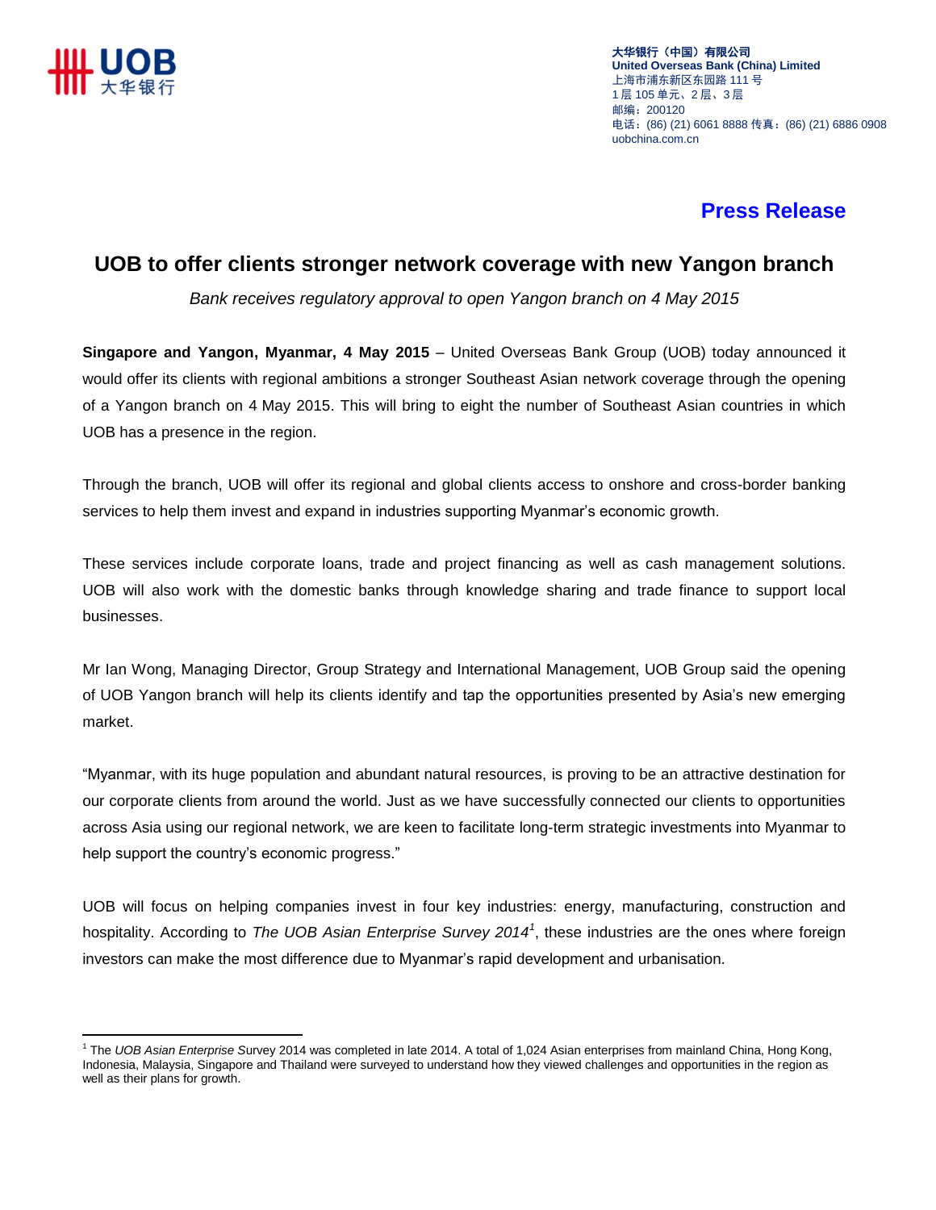大华银行（中国）有限公司
**United Overseas Bank (China) Limited**
上海市浦东新区东园路 111 号
1 层 105 单元、2 层、3 层
邮编：200120
电话：(86) (21) 6061 8888 传真：(86) (21) 6886 0908
uobchina.com.cn

**Press Release**

# UOB to offer clients stronger network coverage with new Yangon branch

*Bank receives regulatory approval to open Yangon branch on 4 May 2015*

**Singapore and Yangon, Myanmar, 4 May 2015** – United Overseas Bank Group (UOB) today announced it would offer its clients with regional ambitions a stronger Southeast Asian network coverage through the opening of a Yangon branch on 4 May 2015. This will bring to eight the number of Southeast Asian countries in which UOB has a presence in the region.

Through the branch, UOB will offer its regional and global clients access to onshore and cross-border banking services to help them invest and expand in industries supporting Myanmar's economic growth.

These services include corporate loans, trade and project financing as well as cash management solutions. UOB will also work with the domestic banks through knowledge sharing and trade finance to support local businesses.

Mr Ian Wong, Managing Director, Group Strategy and International Management, UOB Group said the opening of UOB Yangon branch will help its clients identify and tap the opportunities presented by Asia's new emerging market.

"Myanmar, with its huge population and abundant natural resources, is proving to be an attractive destination for our corporate clients from around the world. Just as we have successfully connected our clients to opportunities across Asia using our regional network, we are keen to facilitate long-term strategic investments into Myanmar to help support the country's economic progress."

UOB will focus on helping companies invest in four key industries: energy, manufacturing, construction and hospitality. According to *The UOB Asian Enterprise Survey 2014*[1], these industries are the ones where foreign investors can make the most difference due to Myanmar's rapid development and urbanisation.

---

[1] The *UOB Asian Enterprise S*urvey 2014 was completed in late 2014. A total of 1,024 Asian enterprises from mainland China, Hong Kong, Indonesia, Malaysia, Singapore and Thailand were surveyed to understand how they viewed challenges and opportunities in the region as well as their plans for growth.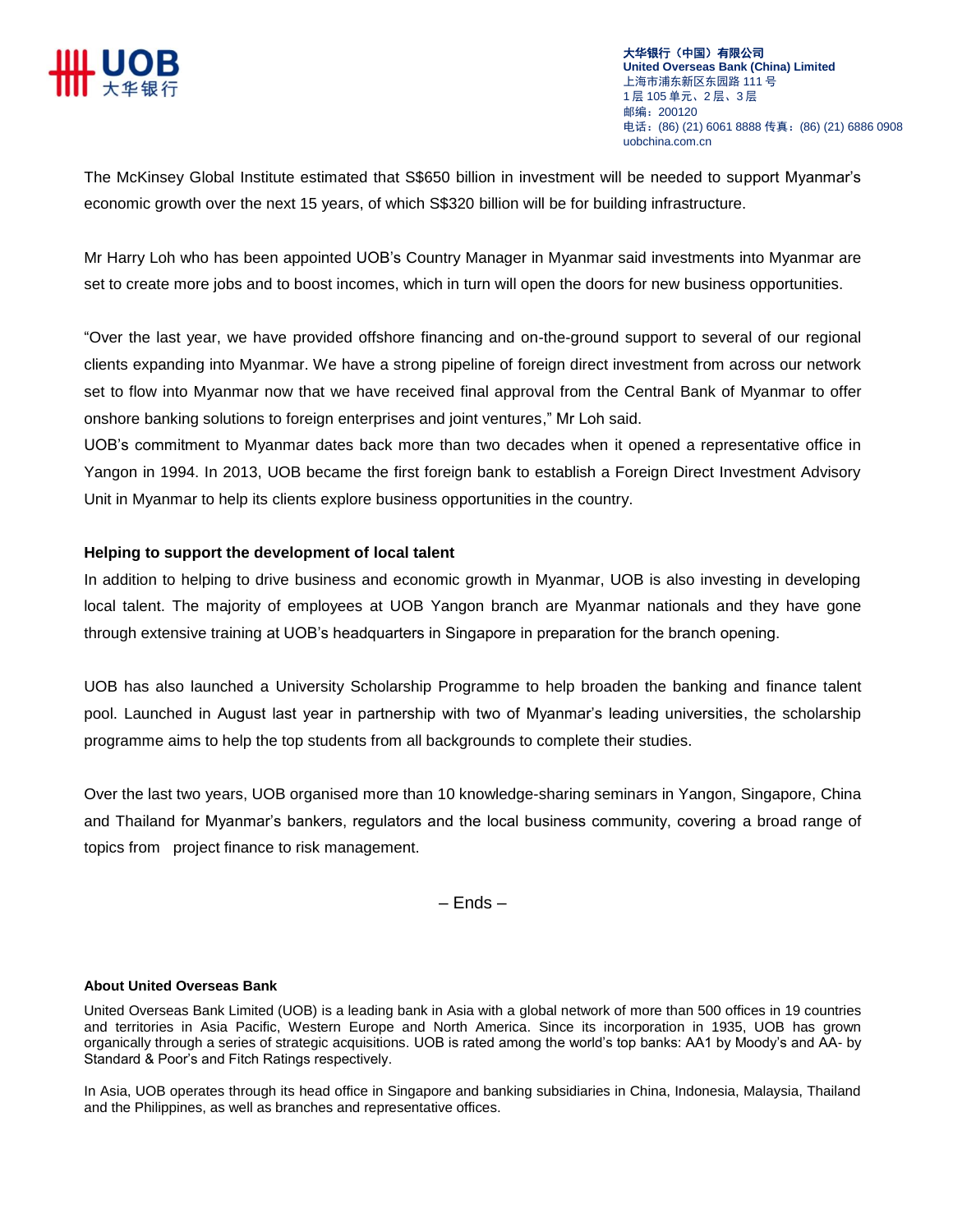The McKinsey Global Institute estimated that S$650 billion in investment will be needed to support Myanmar's economic growth over the next 15 years, of which S$320 billion will be for building infrastructure.

Mr Harry Loh who has been appointed UOB's Country Manager in Myanmar said investments into Myanmar are set to create more jobs and to boost incomes, which in turn will open the doors for new business opportunities.

"Over the last year, we have provided offshore financing and on-the-ground support to several of our regional clients expanding into Myanmar. We have a strong pipeline of foreign direct investment from across our network set to flow into Myanmar now that we have received final approval from the Central Bank of Myanmar to offer onshore banking solutions to foreign enterprises and joint ventures," Mr Loh said.

UOB's commitment to Myanmar dates back more than two decades when it opened a representative office in Yangon in 1994. In 2013, UOB became the first foreign bank to establish a Foreign Direct Investment Advisory Unit in Myanmar to help its clients explore business opportunities in the country.

**Helping to support the development of local talent**

In addition to helping to drive business and economic growth in Myanmar, UOB is also investing in developing local talent. The majority of employees at UOB Yangon branch are Myanmar nationals and they have gone through extensive training at UOB's headquarters in Singapore in preparation for the branch opening.

UOB has also launched a University Scholarship Programme to help broaden the banking and finance talent pool. Launched in August last year in partnership with two of Myanmar's leading universities, the scholarship programme aims to help the top students from all backgrounds to complete their studies.

Over the last two years, UOB organised more than 10 knowledge-sharing seminars in Yangon, Singapore, China and Thailand for Myanmar's bankers, regulators and the local business community, covering a broad range of topics from project finance to risk management.

– Ends –

**About United Overseas Bank**

United Overseas Bank Limited (UOB) is a leading bank in Asia with a global network of more than 500 offices in 19 countries and territories in Asia Pacific, Western Europe and North America. Since its incorporation in 1935, UOB has grown organically through a series of strategic acquisitions. UOB is rated among the world's top banks: AA1 by Moody's and AA- by Standard & Poor's and Fitch Ratings respectively.

In Asia, UOB operates through its head office in Singapore and banking subsidiaries in China, Indonesia, Malaysia, Thailand and the Philippines, as well as branches and representative offices.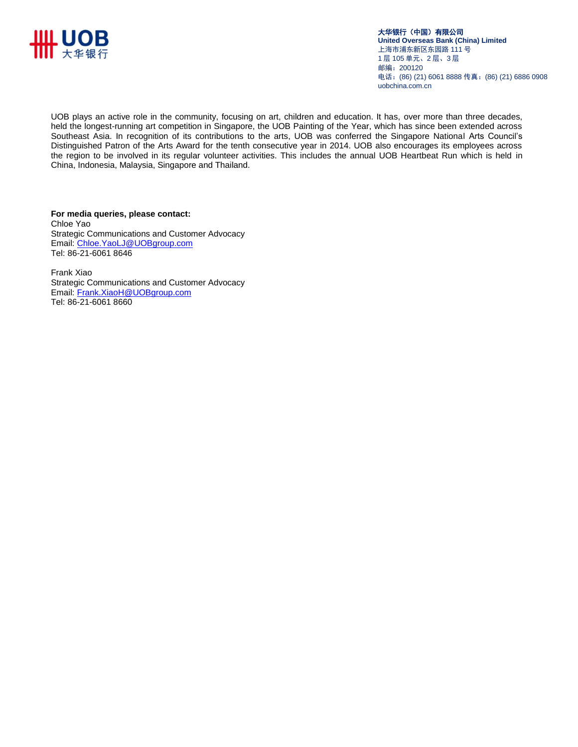**大华银行（中国）有限公司**
**United Overseas Bank (China) Limited**
上海市浦东新区东园路 111 号
1 层 105 单元、2 层、3 层
邮编：200120
电话：(86) (21) 6061 8888 传真：(86) (21) 6886 0908
uobchina.com.cn

UOB plays an active role in the community, focusing on art, children and education. It has, over more than three decades, held the longest-running art competition in Singapore, the UOB Painting of the Year, which has since been extended across Southeast Asia. In recognition of its contributions to the arts, UOB was conferred the Singapore National Arts Council's Distinguished Patron of the Arts Award for the tenth consecutive year in 2014. UOB also encourages its employees across the region to be involved in its regular volunteer activities. This includes the annual UOB Heartbeat Run which is held in China, Indonesia, Malaysia, Singapore and Thailand.

**For media queries, please contact:**
Chloe Yao
Strategic Communications and Customer Advocacy
Email: Chloe.YaoLJ@UOBgroup.com
Tel: 86-21-6061 8646

Frank Xiao
Strategic Communications and Customer Advocacy
Email: Frank.XiaoH@UOBgroup.com
Tel: 86-21-6061 8660